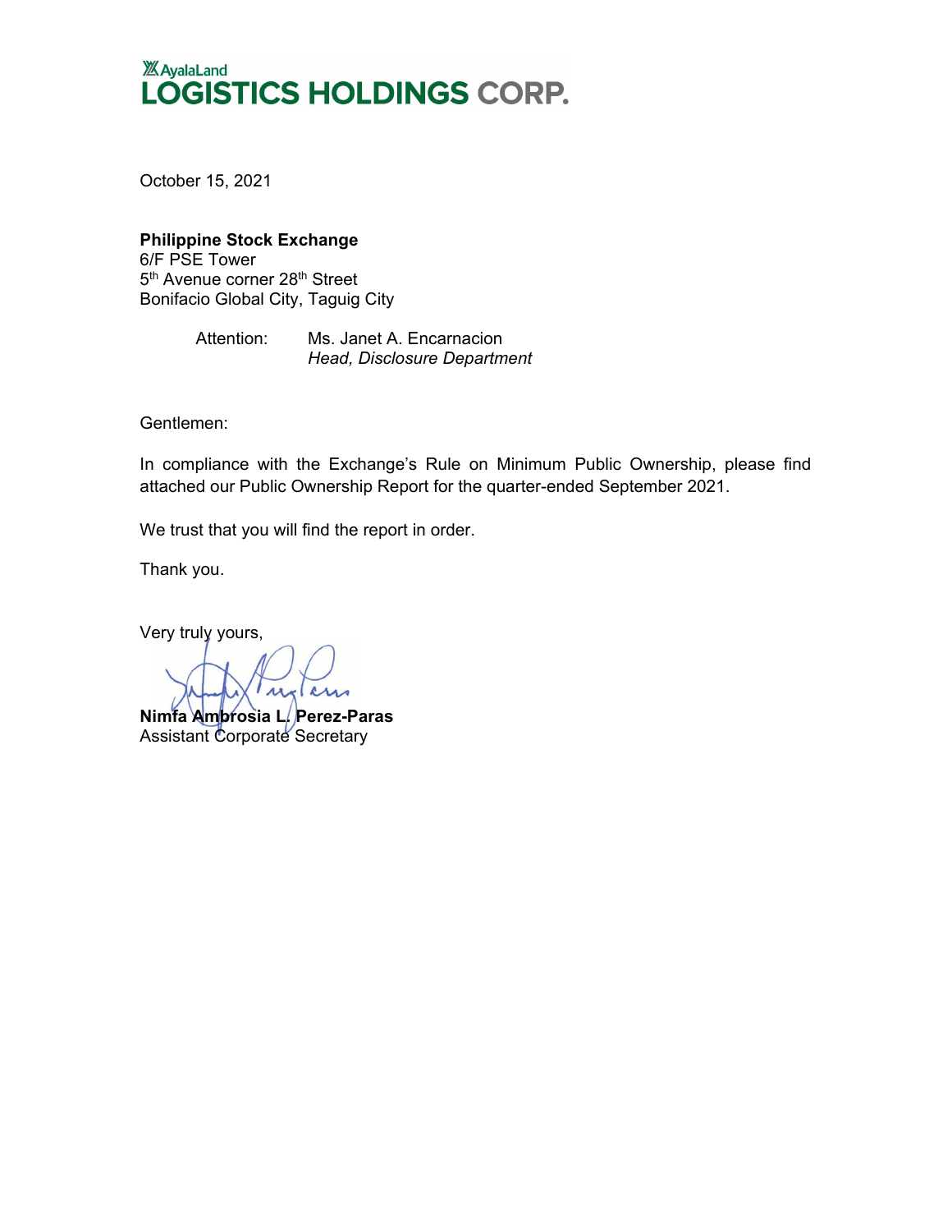AyalaLand
**LOGISTICS HOLDINGS CORP.**

October 15, 2021

**Philippine Stock Exchange**
6/F PSE Tower
5th Avenue corner 28th Street
Bonifacio Global City, Taguig City

Attention: Ms. Janet A. Encarnacion
*Head, Disclosure Department*

Gentlemen:

In compliance with the Exchange's Rule on Minimum Public Ownership, please find attached our Public Ownership Report for the quarter-ended September 2021.

We trust that you will find the report in order.

Thank you.

Very truly yours,

**Nimfa Ambrosia L. Perez-Paras**
Assistant Corporate Secretary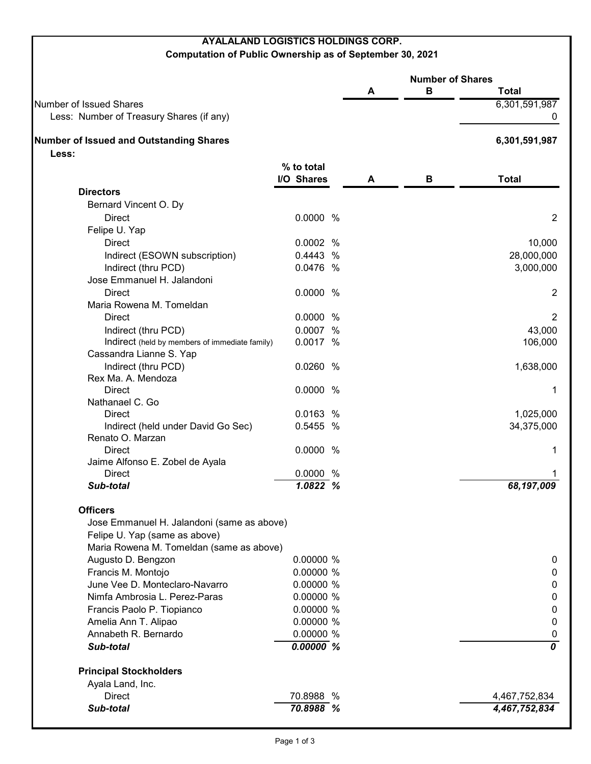**AYALALAND LOGISTICS HOLDINGS CORP.**
**Computation of Public Ownership as of September 30, 2021**

| | % to total I/O Shares | Number of Shares A | Number of Shares B | Total |
|---|---|---|---|---|
| Number of Issued Shares | | | | 6,301,591,987 |
| Less: Number of Treasury Shares (if any) | | | | 0 |
| **Number of Issued and Outstanding Shares** | | | | **6,301,591,987** |
| **Less:** | | | | |
| **Directors** | | | | |
| Bernard Vincent O. Dy | | | | |
| Direct | 0.0000 % | | | 2 |
| Felipe U. Yap | | | | |
| Direct | 0.0002 % | | | 10,000 |
| Indirect (ESOWN subscription) | 0.4443 % | | | 28,000,000 |
| Indirect (thru PCD) | 0.0476 % | | | 3,000,000 |
| Jose Emmanuel H. Jalandoni | | | | |
| Direct | 0.0000 % | | | 2 |
| Maria Rowena M. Tomeldan | | | | |
| Direct | 0.0000 % | | | 2 |
| Indirect (thru PCD) | 0.0007 % | | | 43,000 |
| Indirect (held by members of immediate family) | 0.0017 % | | | 106,000 |
| Cassandra Lianne S. Yap | | | | |
| Indirect (thru PCD) | 0.0260 % | | | 1,638,000 |
| Rex Ma. A. Mendoza | | | | |
| Direct | 0.0000 % | | | 1 |
| Nathanael C. Go | | | | |
| Direct | 0.0163 % | | | 1,025,000 |
| Indirect (held under David Go Sec) | 0.5455 % | | | 34,375,000 |
| Renato O. Marzan | | | | |
| Direct | 0.0000 % | | | 1 |
| Jaime Alfonso E. Zobel de Ayala | | | | |
| Direct | 0.0000 % | | | 1 |
| ***Sub-total*** | ***1.0822 %*** | | | ***68,197,009*** |
| **Officers** | | | | |
| Jose Emmanuel H. Jalandoni (same as above) | | | | |
| Felipe U. Yap (same as above) | | | | |
| Maria Rowena M. Tomeldan (same as above) | | | | |
| Augusto D. Bengzon | 0.00000 % | | | 0 |
| Francis M. Montojo | 0.00000 % | | | 0 |
| June Vee D. Monteclaro-Navarro | 0.00000 % | | | 0 |
| Nimfa Ambrosia L. Perez-Paras | 0.00000 % | | | 0 |
| Francis Paolo P. Tiopianco | 0.00000 % | | | 0 |
| Amelia Ann T. Alipao | 0.00000 % | | | 0 |
| Annabeth R. Bernardo | 0.00000 % | | | 0 |
| ***Sub-total*** | ***0.00000 %*** | | | ***0*** |
| **Principal Stockholders** | | | | |
| Ayala Land, Inc. | | | | |
| Direct | 70.8988 % | | | 4,467,752,834 |
| ***Sub-total*** | ***70.8988 %*** | | | ***4,467,752,834*** |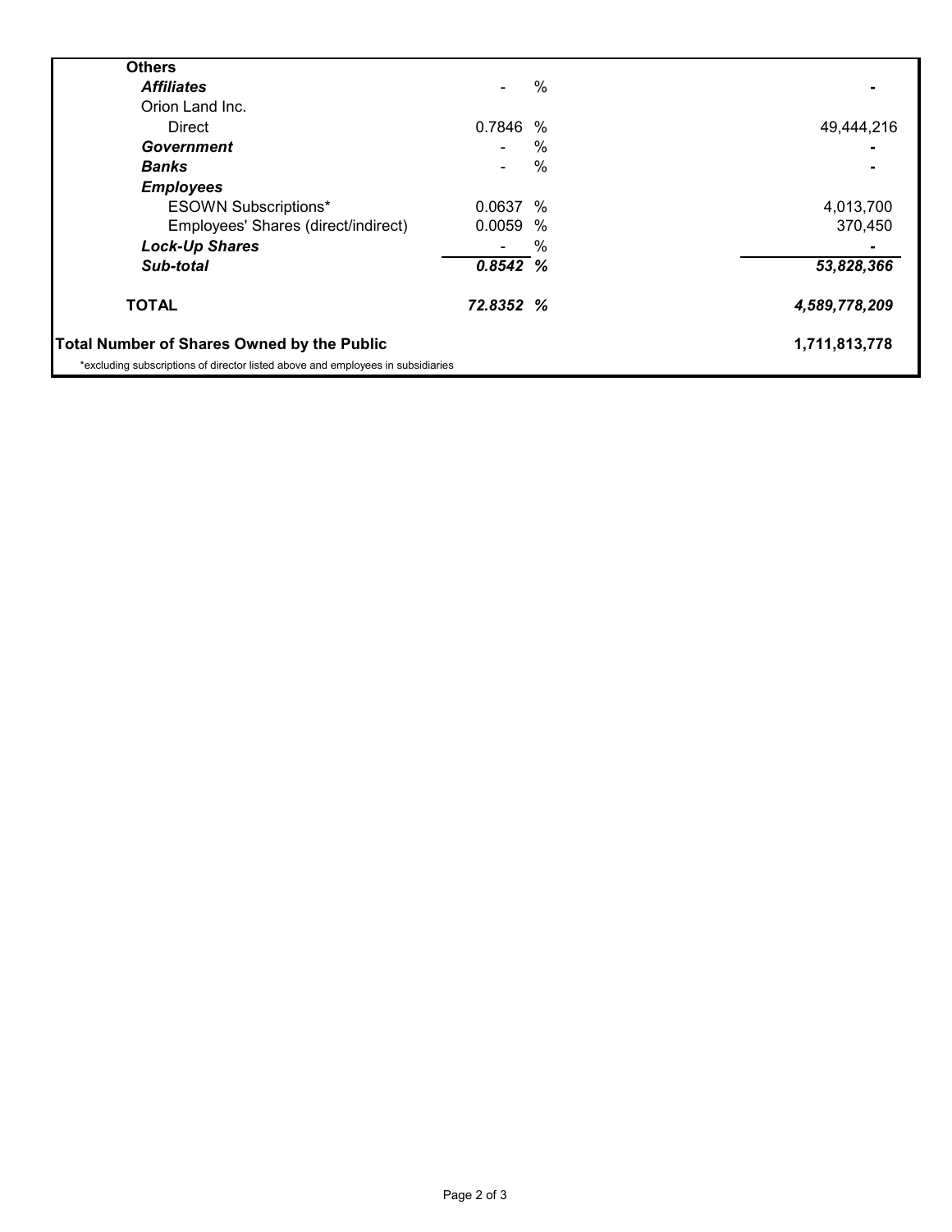| | | |
|---|---|---|
| **Others** | | |
| ***Affiliates*** | - % | - |
| Orion Land Inc. | | |
| Direct | 0.7846 % | 49,444,216 |
| ***Government*** | - % | - |
| ***Banks*** | - % | - |
| ***Employees*** | | |
| ESOWN Subscriptions* | 0.0637 % | 4,013,700 |
| Employees' Shares (direct/indirect) | 0.0059 % | 370,450 |
| ***Lock-Up Shares*** | - % | - |
| ***Sub-total*** | ***0.8542 %*** | ***53,828,366*** |
| **TOTAL** | ***72.8352 %*** | ***4,589,778,209*** |
| **Total Number of Shares Owned by the Public** | | **1,711,813,778** |

*excluding subscriptions of director listed above and employees in subsidiaries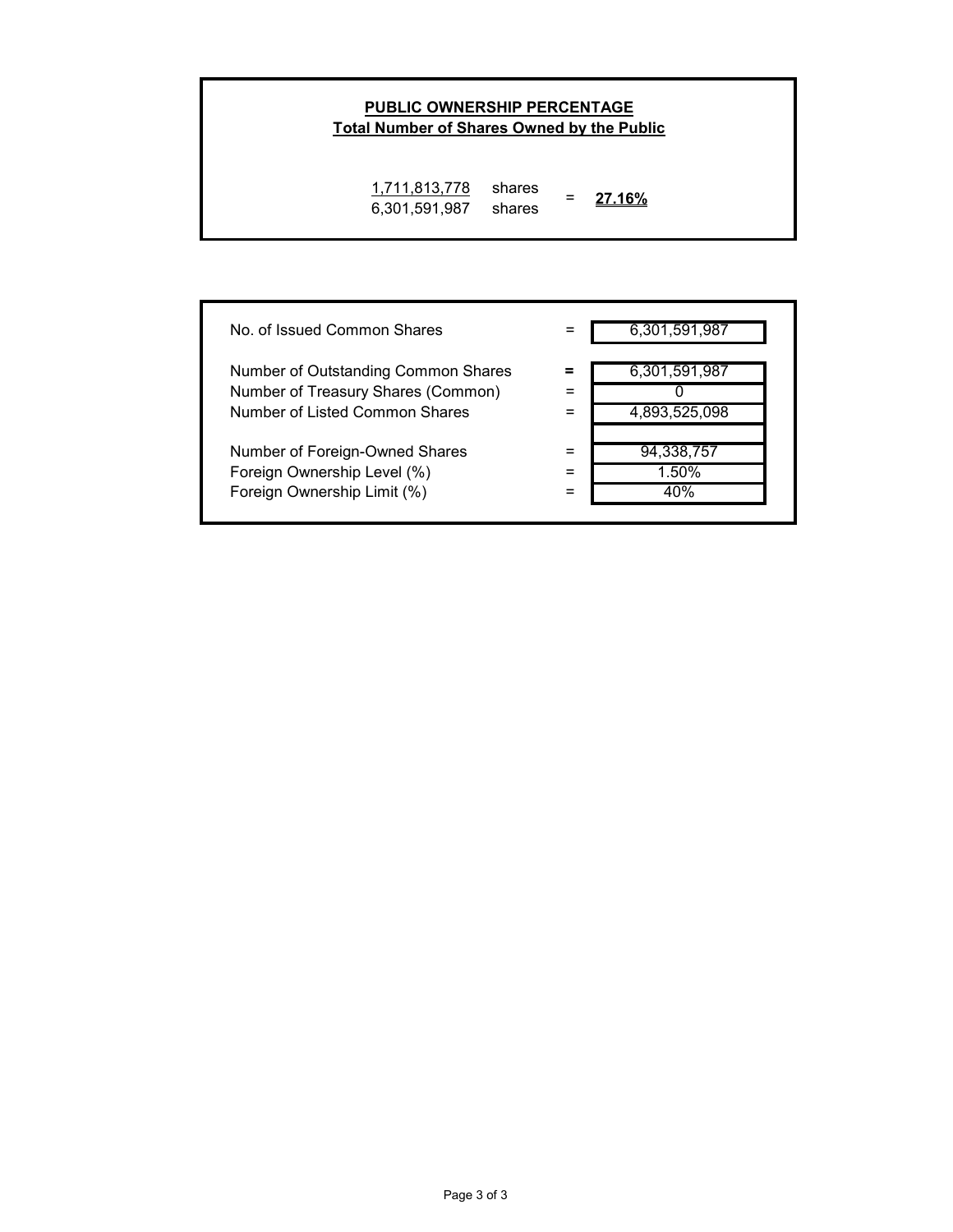**PUBLIC OWNERSHIP PERCENTAGE**
**Total Number of Shares Owned by the Public**

$$\frac{1{,}711{,}813{,}778 \text{ shares}}{6{,}301{,}591{,}987 \text{ shares}} = \mathbf{27.16\%}$$

| | | |
|---|---|---|
| No. of Issued Common Shares | = | 6,301,591,987 |
| Number of Outstanding Common Shares | = | 6,301,591,987 |
| Number of Treasury Shares (Common) | = | 0 |
| Number of Listed Common Shares | = | 4,893,525,098 |
| Number of Foreign-Owned Shares | = | 94,338,757 |
| Foreign Ownership Level (%) | = | 1.50% |
| Foreign Ownership Limit (%) | = | 40% |